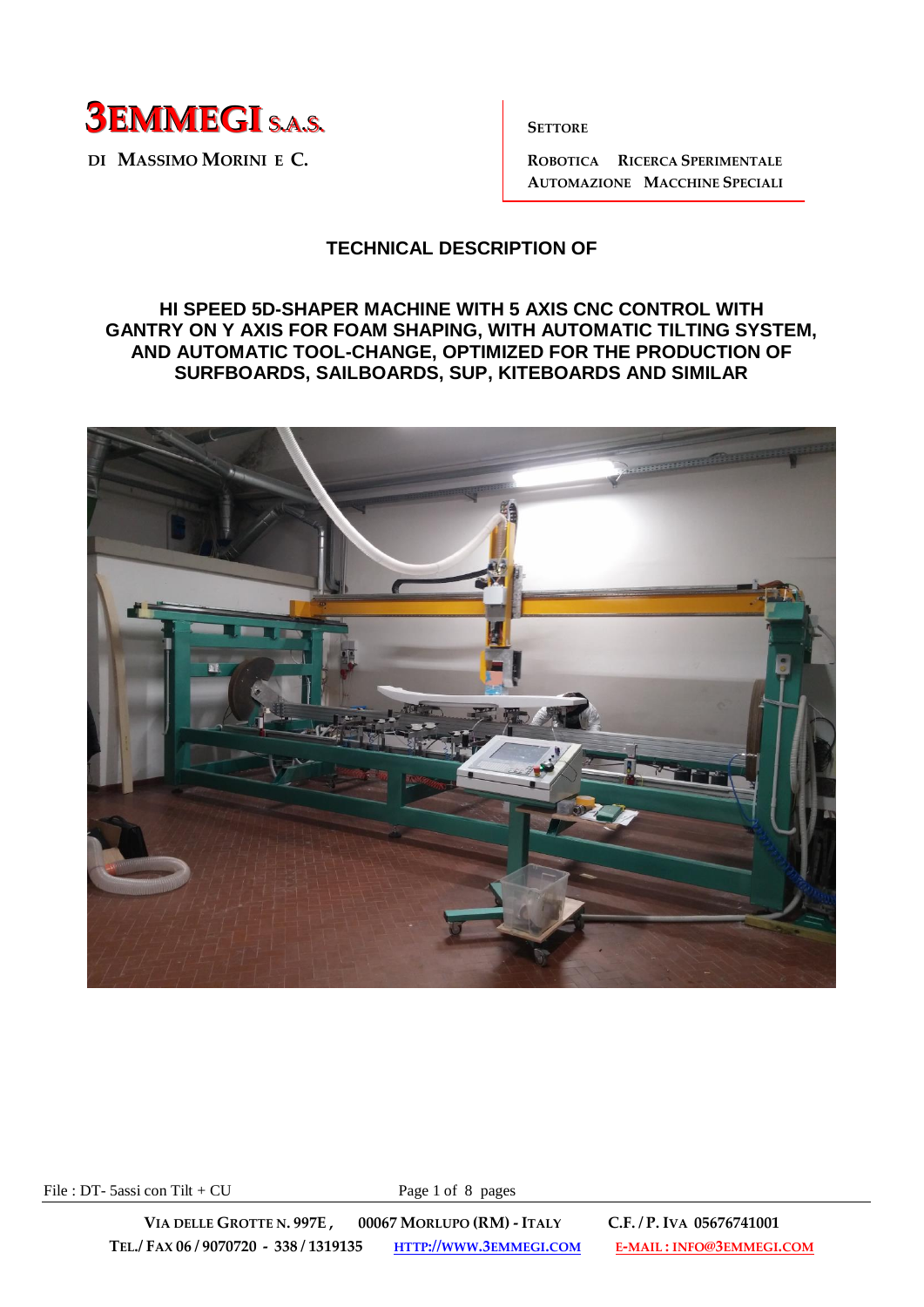**3EMMEGI S.A.S.**

DI MASSIMO MORINI E C.

**SETTORE**

ROBOTICA RICERCA SPERIMENTALE
AUTOMAZIONE MACCHINE SPECIALI

## TECHNICAL DESCRIPTION OF

## HI SPEED 5D-SHAPER MACHINE WITH 5 AXIS CNC CONTROL WITH GANTRY ON Y AXIS FOR FOAM SHAPING, WITH AUTOMATIC TILTING SYSTEM, AND AUTOMATIC TOOL-CHANGE, OPTIMIZED FOR THE PRODUCTION OF SURFBOARDS, SAILBOARDS, SUP, KITEBOARDS AND SIMILAR

File : DT- 5assi con Tilt + CU

VIA DELLE GROTTE N. 997E , 00067 MORLUPO (RM) - ITALY C.F. / P. IVA 05676741001
TEL./ FAX 06 / 9070720 - 338 / 1319135 HTTP://WWW.3EMMEGI.COM E-MAIL : INFO@3EMMEGI.COM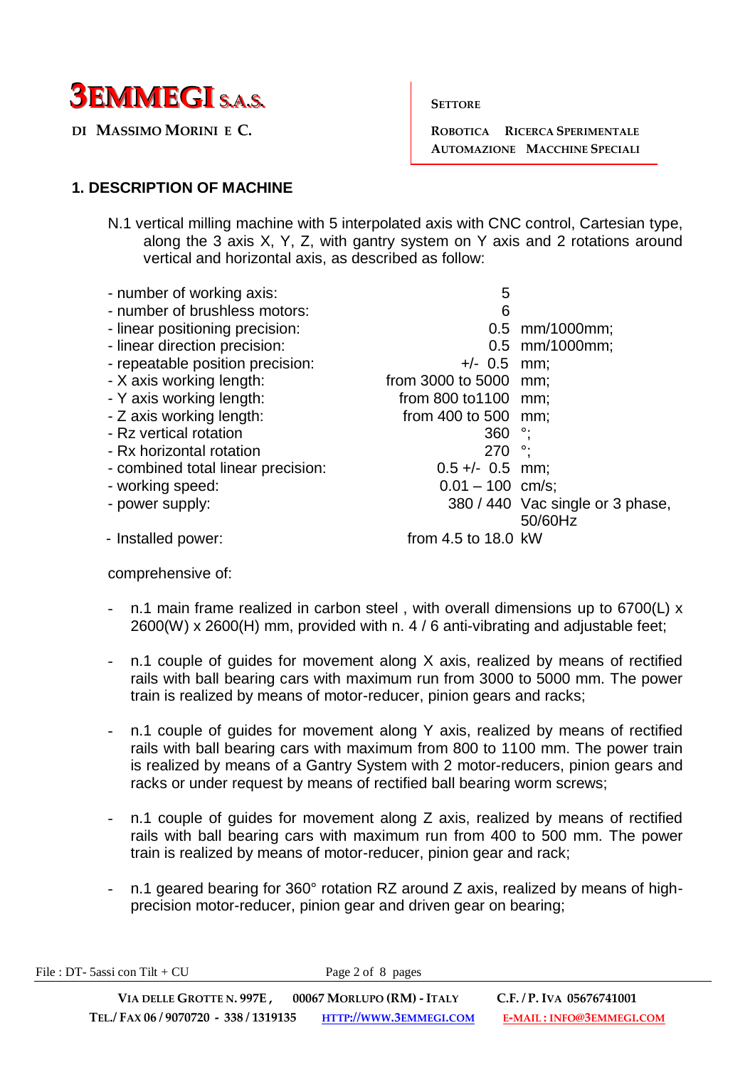## 1. DESCRIPTION OF MACHINE

N.1 vertical milling machine with 5 interpolated axis with CNC control, Cartesian type, along the 3 axis X, Y, Z, with gantry system on Y axis and 2 rotations around vertical and horizontal axis, as described as follow:

| | | |
|---|---|---|
| - number of working axis: | 5 | |
| - number of brushless motors: | 6 | |
| - linear positioning precision: | 0.5 | mm/1000mm; |
| - linear direction precision: | 0.5 | mm/1000mm; |
| - repeatable position precision: | +/- 0.5 | mm; |
| - X axis working length: | from 3000 to 5000 | mm; |
| - Y axis working length: | from 800 to1100 | mm; |
| - Z axis working length: | from 400 to 500 | mm; |
| - Rz vertical rotation | 360 | °; |
| - Rx horizontal rotation | 270 | °; |
| - combined total linear precision: | 0.5 +/- 0.5 | mm; |
| - working speed: | 0.01 – 100 | cm/s; |
| - power supply: | 380 / 440 | Vac single or 3 phase, 50/60Hz |
| - Installed power: | from 4.5 to 18.0 | kW |

comprehensive of:

- n.1 main frame realized in carbon steel , with overall dimensions up to 6700(L) x 2600(W) x 2600(H) mm, provided with n. 4 / 6 anti-vibrating and adjustable feet;
- n.1 couple of guides for movement along X axis, realized by means of rectified rails with ball bearing cars with maximum run from 3000 to 5000 mm. The power train is realized by means of motor-reducer, pinion gears and racks;
- n.1 couple of guides for movement along Y axis, realized by means of rectified rails with ball bearing cars with maximum from 800 to 1100 mm. The power train is realized by means of a Gantry System with 2 motor-reducers, pinion gears and racks or under request by means of rectified ball bearing worm screws;
- n.1 couple of guides for movement along Z axis, realized by means of rectified rails with ball bearing cars with maximum run from 400 to 500 mm. The power train is realized by means of motor-reducer, pinion gear and rack;
- n.1 geared bearing for 360° rotation RZ around Z axis, realized by means of high-precision motor-reducer, pinion gear and driven gear on bearing;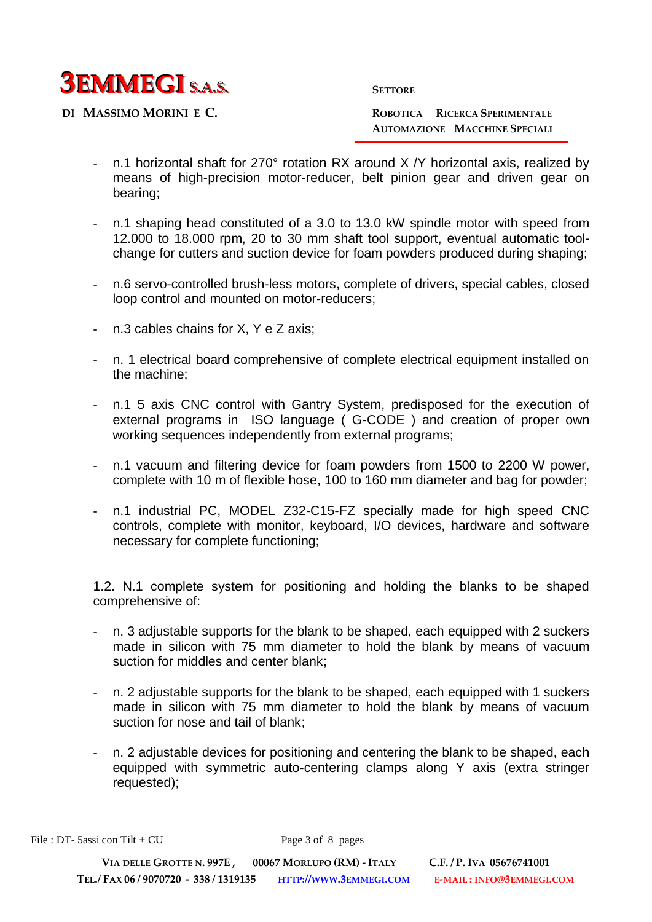- n.1 horizontal shaft for 270° rotation RX around X /Y horizontal axis, realized by means of high-precision motor-reducer, belt pinion gear and driven gear on bearing;

- n.1 shaping head constituted of a 3.0 to 13.0 kW spindle motor with speed from 12.000 to 18.000 rpm, 20 to 30 mm shaft tool support, eventual automatic tool-change for cutters and suction device for foam powders produced during shaping;

- n.6 servo-controlled brush-less motors, complete of drivers, special cables, closed loop control and mounted on motor-reducers;

- n.3 cables chains for X, Y e Z axis;

- n. 1 electrical board comprehensive of complete electrical equipment installed on the machine;

- n.1 5 axis CNC control with Gantry System, predisposed for the execution of external programs in ISO language ( G-CODE ) and creation of proper own working sequences independently from external programs;

- n.1 vacuum and filtering device for foam powders from 1500 to 2200 W power, complete with 10 m of flexible hose, 100 to 160 mm diameter and bag for powder;

- n.1 industrial PC, MODEL Z32-C15-FZ specially made for high speed CNC controls, complete with monitor, keyboard, I/O devices, hardware and software necessary for complete functioning;

1.2. N.1 complete system for positioning and holding the blanks to be shaped comprehensive of:

- n. 3 adjustable supports for the blank to be shaped, each equipped with 2 suckers made in silicon with 75 mm diameter to hold the blank by means of vacuum suction for middles and center blank;

- n. 2 adjustable supports for the blank to be shaped, each equipped with 1 suckers made in silicon with 75 mm diameter to hold the blank by means of vacuum suction for nose and tail of blank;

- n. 2 adjustable devices for positioning and centering the blank to be shaped, each equipped with symmetric auto-centering clamps along Y axis (extra stringer requested);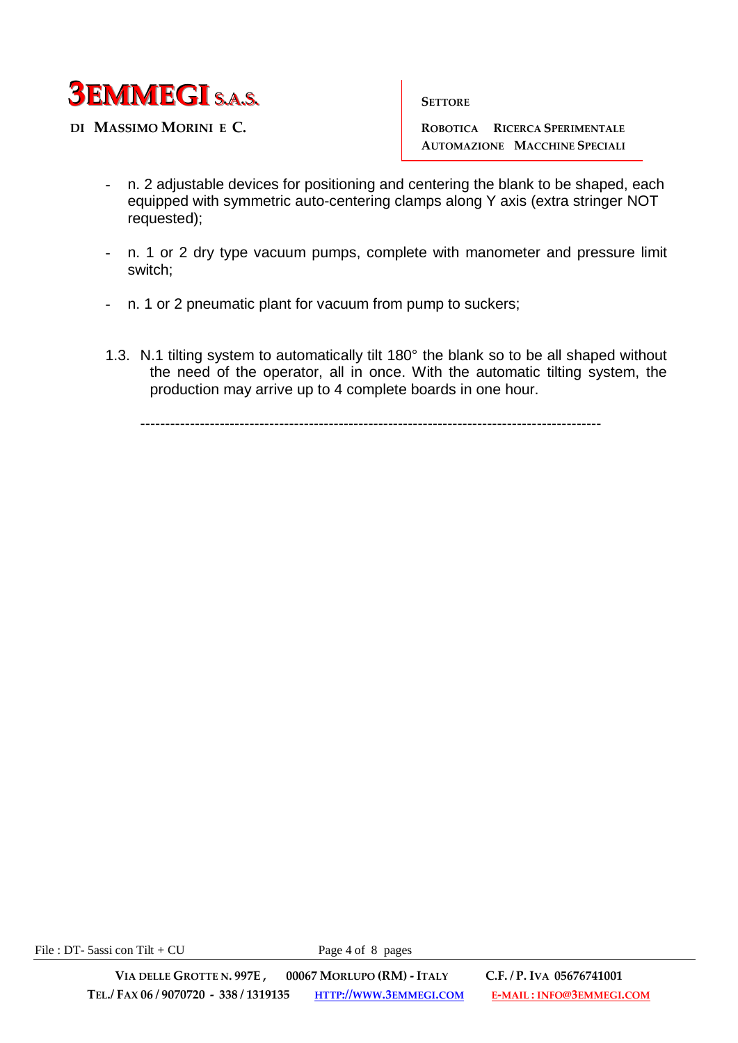- n. 2 adjustable devices for positioning and centering the blank to be shaped, each equipped with symmetric auto-centering clamps along Y axis (extra stringer NOT requested);

- n. 1 or 2 dry type vacuum pumps, complete with manometer and pressure limit switch;

- n. 1 or 2 pneumatic plant for vacuum from pump to suckers;

1.3. N.1 tilting system to automatically tilt 180° the blank so to be all shaped without the need of the operator, all in once. With the automatic tilting system, the production may arrive up to 4 complete boards in one hour.

---------------------------------------------------------------------------------------------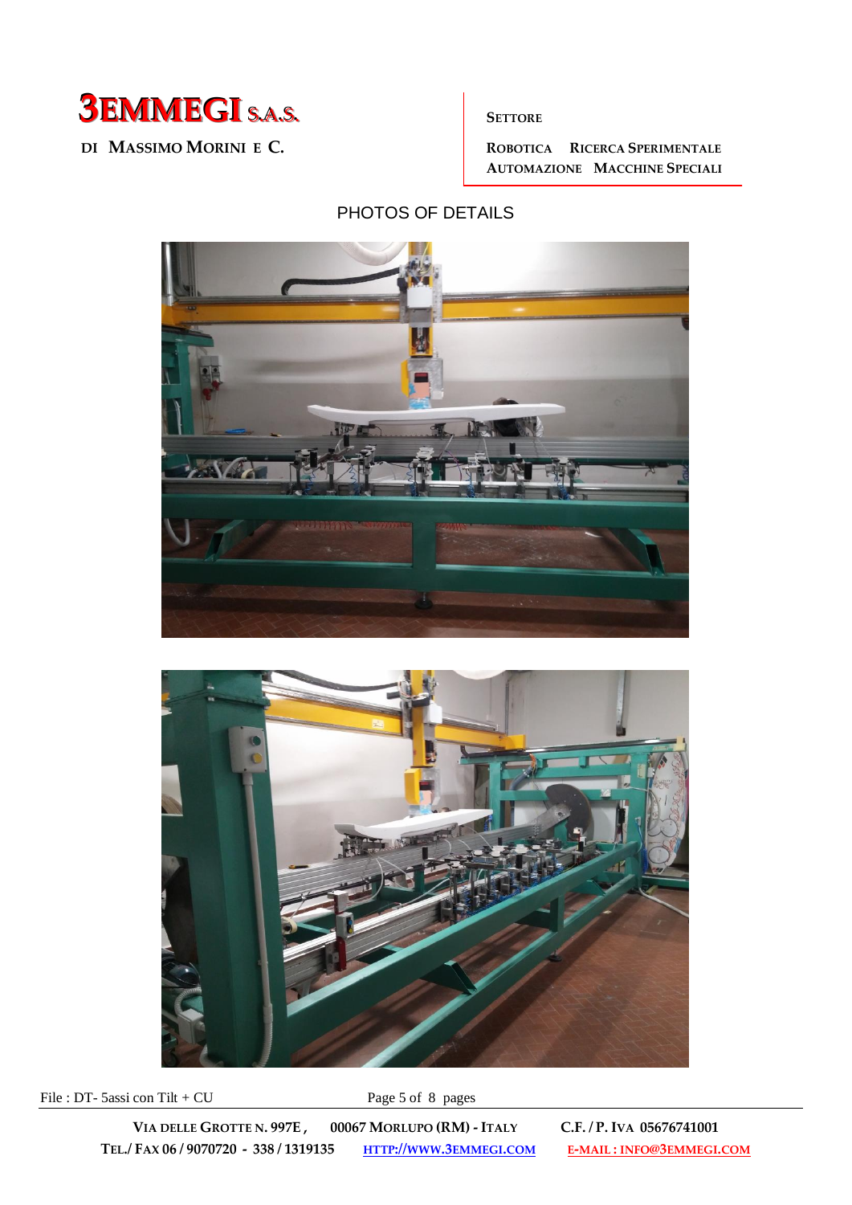# PHOTOS OF DETAILS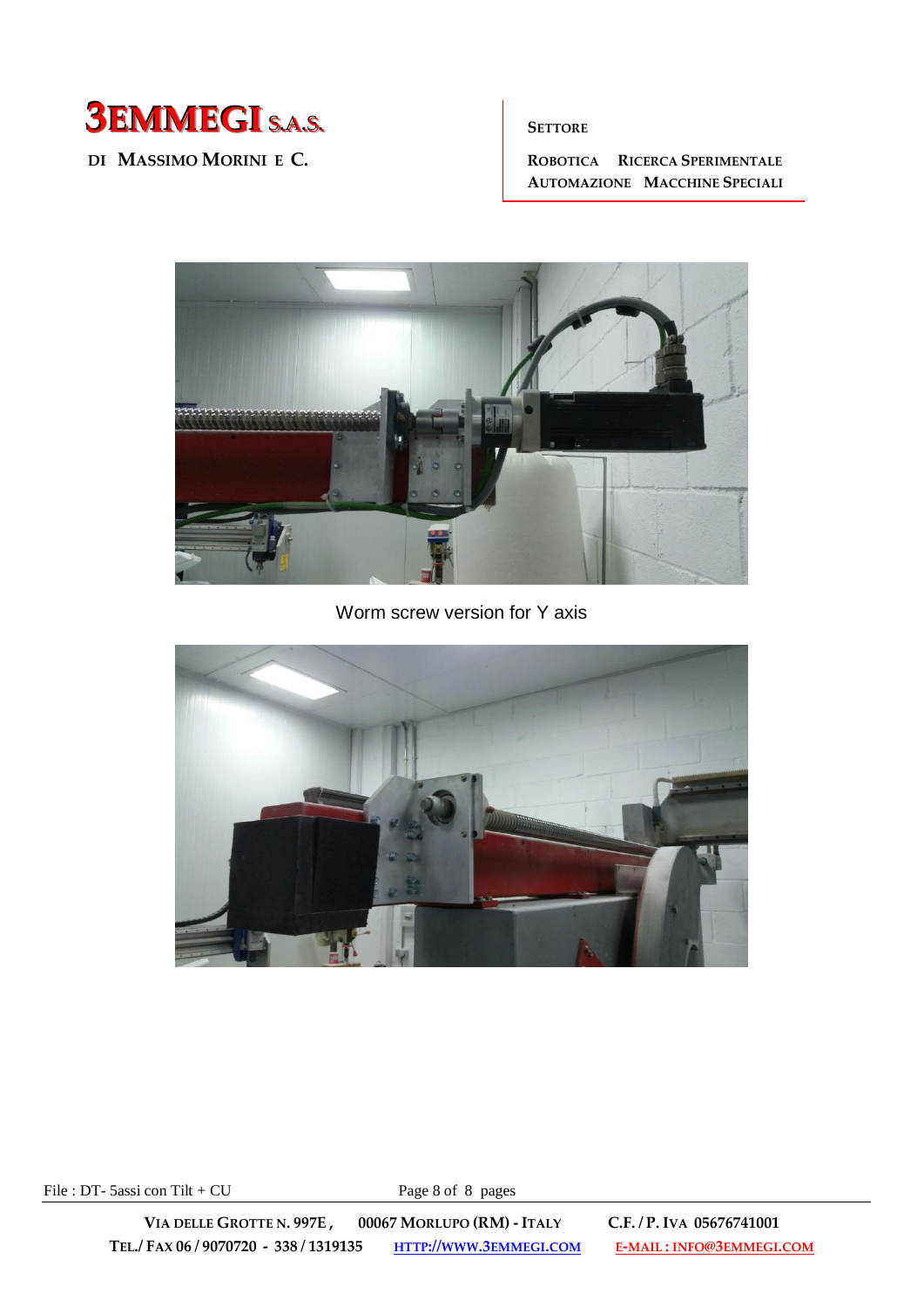Worm screw version for Y axis